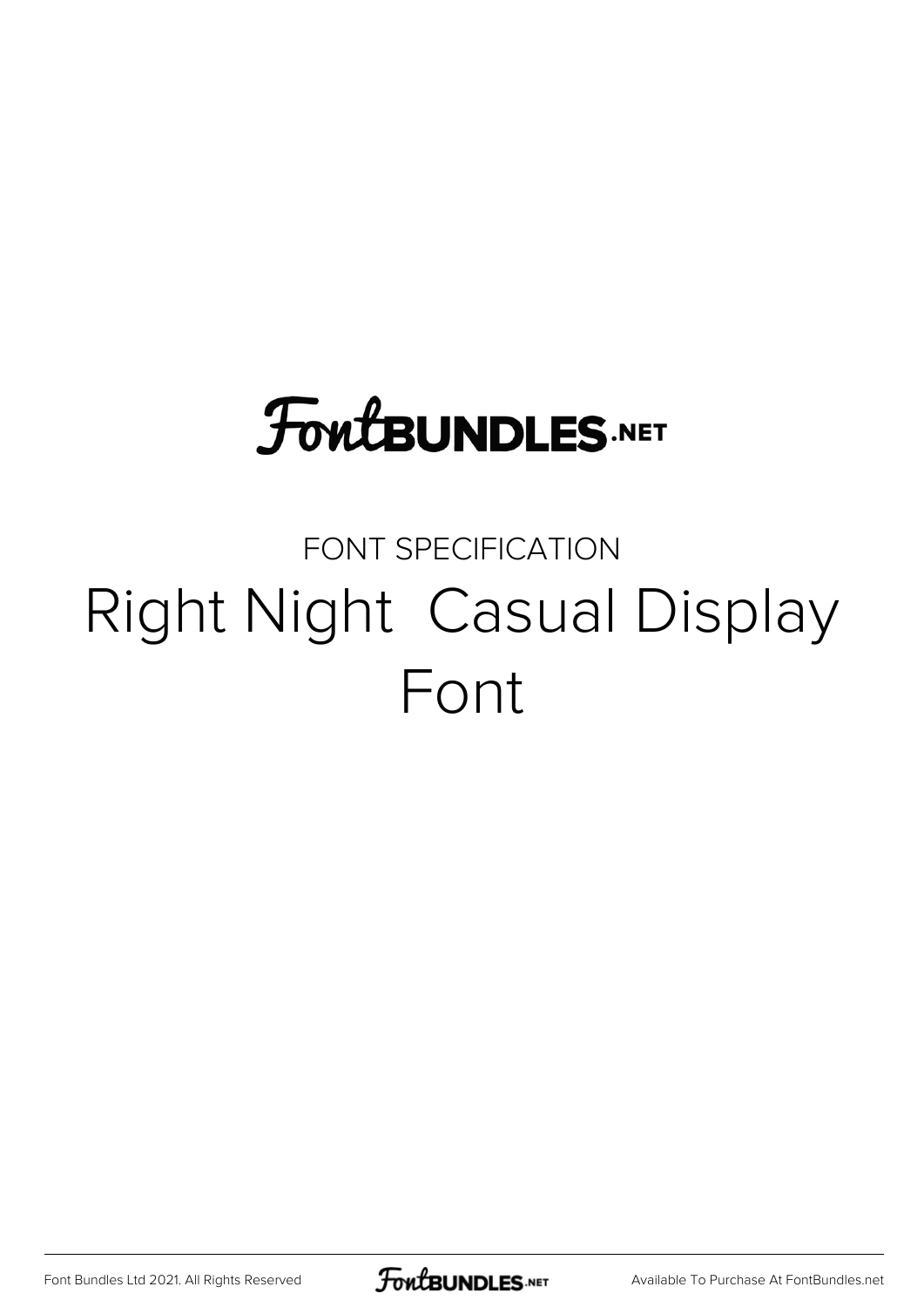FontBUNDLES.NET

FONT SPECIFICATION

# Right Night  Casual Display Font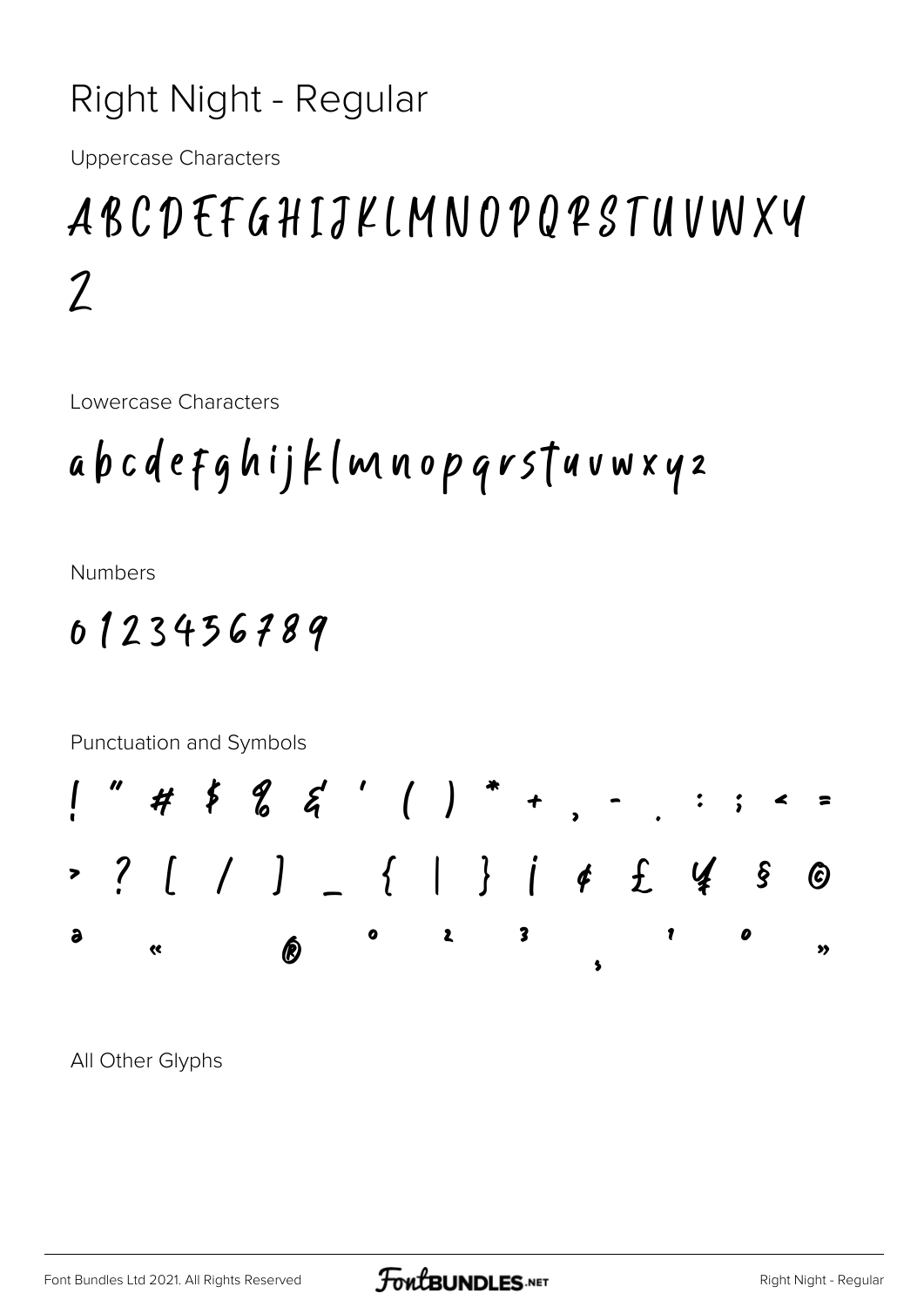# Right Night - Regular

Uppercase Characters

ABCDEFGHIJKLMNOPQRSTUVWXY
Z

Lowercase Characters

abcdefghijklmnopqrstuvwxyz

Numbers

0123456789

Punctuation and Symbols

! " # $ % & ' ( ) * + , - . : ; < =
> ? [ / ] _ { | } ¡ ¢ £ ¥ § ©
ª « ® ° ² ³ ¸ ¹ º »

All Other Glyphs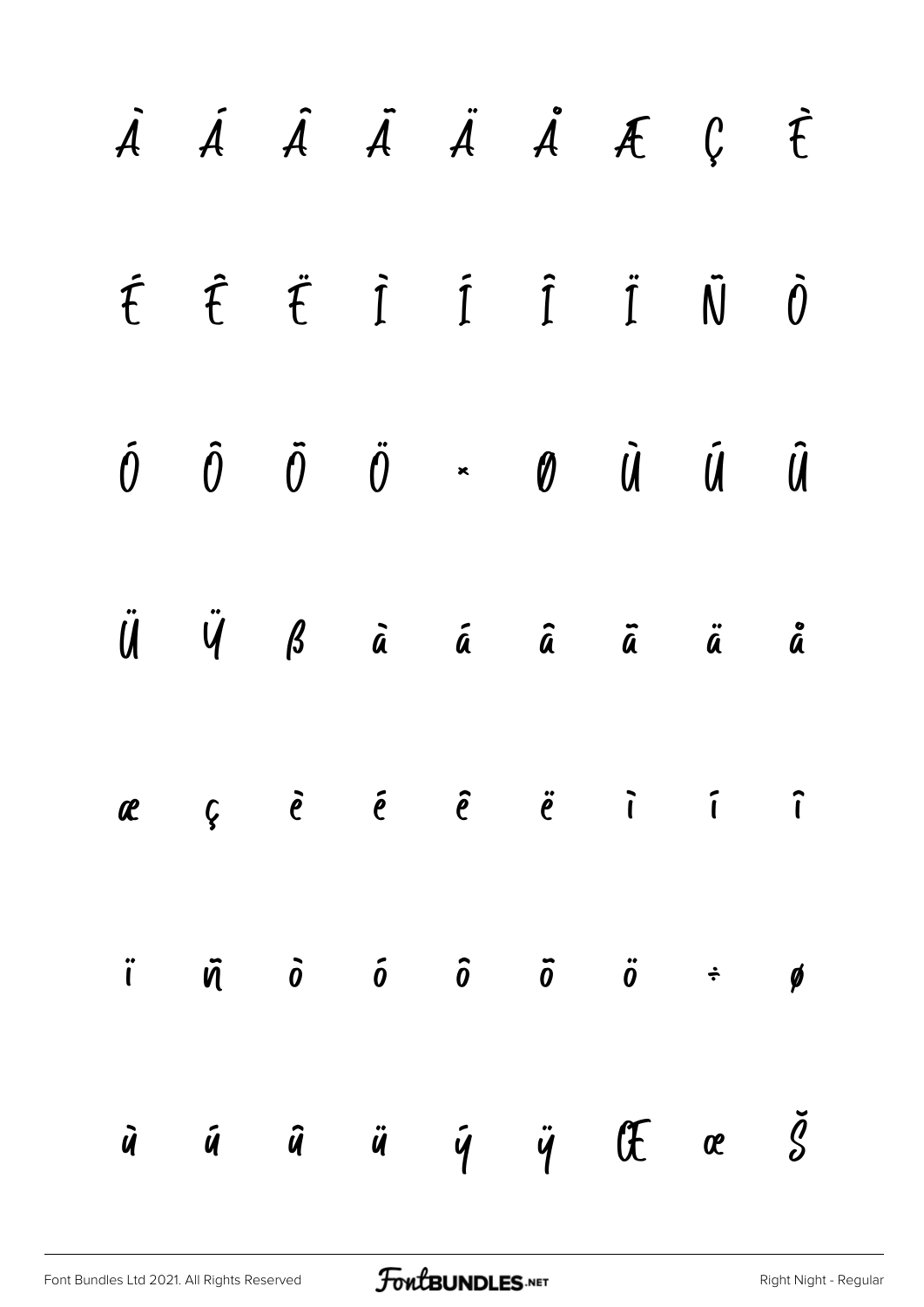À Á Â Ã Ä Å Æ Ç È

É Ê Ë Ì Í Î Ï Ñ Ò

Ó Ô Õ Ö × Ø Ù Ú Û

Ü Ý ß à á â ã ä å

æ ç è é ê ë ì í î

ï ñ ò ó ô õ ö ÷ ø

ù ú û ü ý ÿ Œ œ Š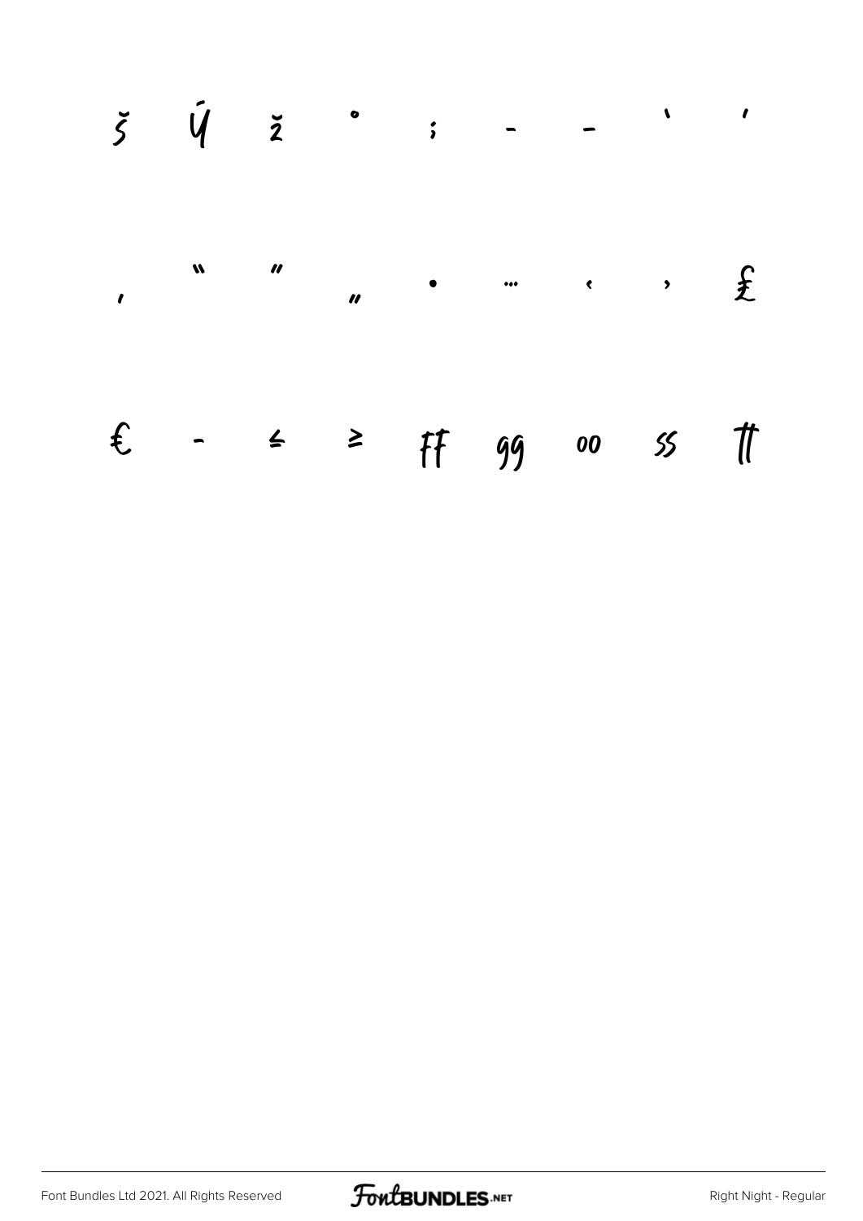š Ý ž ˚ ; – — ' '

, " " „ • … ‹ › £

€ - ≤ ≥ ff gg oo ss tt